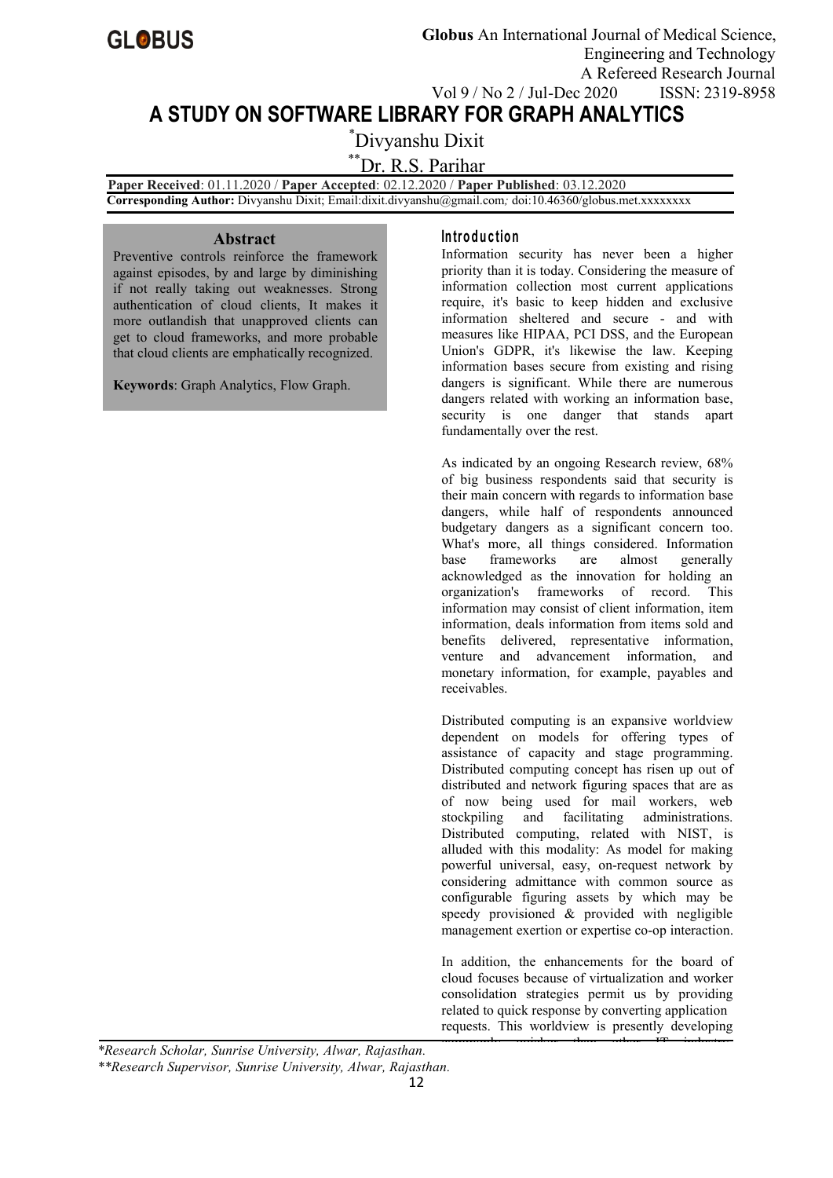# A STUDY ON SOFTWARE LIBRARY FOR GRAPH ANALYTICS

*Divyanshu Dixit

**Dr. R.S. Parihar

**Paper Received**: 01.11.2020 / **Paper Accepted**: 02.12.2020 / **Paper Published**: 03.12.2020

**Corresponding Author:** Divyanshu Dixit; Email:dixit.divyanshu@gmail.com*;* doi:10.46360/globus.met.xxxxxxxx

## Abstract

Preventive controls reinforce the framework against episodes, by and large by diminishing if not really taking out weaknesses. Strong authentication of cloud clients, It makes it more outlandish that unapproved clients can get to cloud frameworks, and more probable that cloud clients are emphatically recognized.

**Keywords**: Graph Analytics, Flow Graph.

## Introduction

Information security has never been a higher priority than it is today. Considering the measure of information collection most current applications require, it's basic to keep hidden and exclusive information sheltered and secure - and with measures like HIPAA, PCI DSS, and the European Union's GDPR, it's likewise the law. Keeping information bases secure from existing and rising dangers is significant. While there are numerous dangers related with working an information base, security is one danger that stands apart fundamentally over the rest.

As indicated by an ongoing Research review, 68% of big business respondents said that security is their main concern with regards to information base dangers, while half of respondents announced budgetary dangers as a significant concern too. What's more, all things considered. Information base frameworks are almost generally acknowledged as the innovation for holding an organization's frameworks of record. This information may consist of client information, item information, deals information from items sold and benefits delivered, representative information, venture and advancement information, and monetary information, for example, payables and receivables.

Distributed computing is an expansive worldview dependent on models for offering types of assistance of capacity and stage programming. Distributed computing concept has risen up out of distributed and network figuring spaces that are as of now being used for mail workers, web stockpiling and facilitating administrations. Distributed computing, related with NIST, is alluded with this modality: As model for making powerful universal, easy, on-request network by considering admittance with common source as configurable figuring assets by which may be speedy provisioned & provided with negligible management exertion or expertise co-op interaction.

In addition, the enhancements for the board of cloud focuses because of virtualization and worker consolidation strategies permit us by providing related to quick response by converting application requests. This worldview is presently developing

*Research Scholar, Sunrise University, Alwar, Rajasthan.

**Research Supervisor, Sunrise University, Alwar, Rajasthan.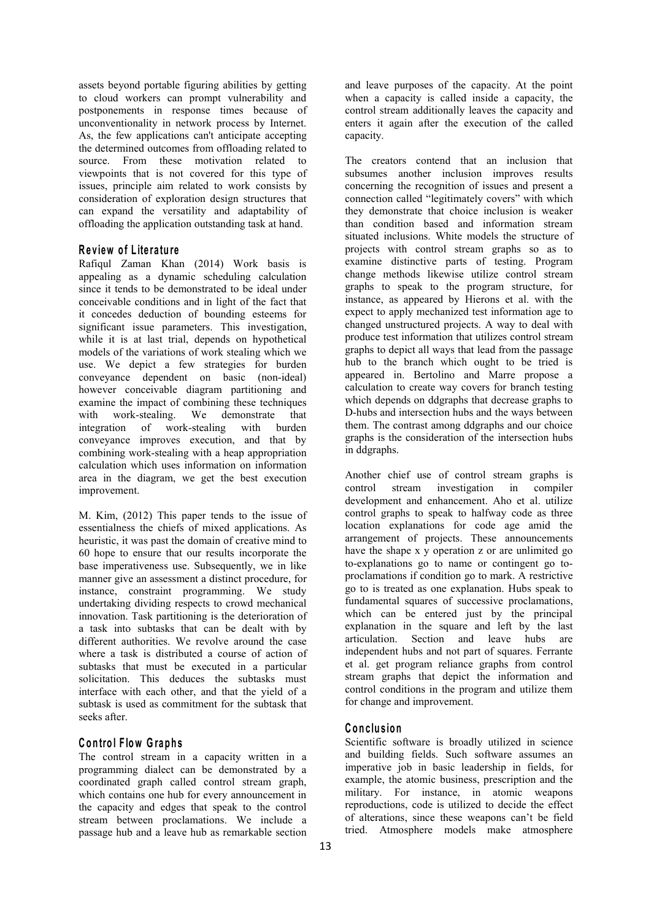assets beyond portable figuring abilities by getting to cloud workers can prompt vulnerability and postponements in response times because of unconventionality in network process by Internet. As, the few applications can't anticipate accepting the determined outcomes from offloading related to source. From these motivation related to viewpoints that is not covered for this type of issues, principle aim related to work consists by consideration of exploration design structures that can expand the versatility and adaptability of offloading the application outstanding task at hand.

## Review of Literature

Rafiqul Zaman Khan (2014) Work basis is appealing as a dynamic scheduling calculation since it tends to be demonstrated to be ideal under conceivable conditions and in light of the fact that it concedes deduction of bounding esteems for significant issue parameters. This investigation, while it is at last trial, depends on hypothetical models of the variations of work stealing which we use. We depict a few strategies for burden conveyance dependent on basic (non-ideal) however conceivable diagram partitioning and examine the impact of combining these techniques with work-stealing. We demonstrate that integration of work-stealing with burden conveyance improves execution, and that by combining work-stealing with a heap appropriation calculation which uses information on information area in the diagram, we get the best execution improvement.

M. Kim, (2012) This paper tends to the issue of essentialness the chiefs of mixed applications. As heuristic, it was past the domain of creative mind to 60 hope to ensure that our results incorporate the base imperativeness use. Subsequently, we in like manner give an assessment a distinct procedure, for instance, constraint programming. We study undertaking dividing respects to crowd mechanical innovation. Task partitioning is the deterioration of a task into subtasks that can be dealt with by different authorities. We revolve around the case where a task is distributed a course of action of subtasks that must be executed in a particular solicitation. This deduces the subtasks must interface with each other, and that the yield of a subtask is used as commitment for the subtask that seeks after.

## Control Flow Graphs

The control stream in a capacity written in a programming dialect can be demonstrated by a coordinated graph called control stream graph, which contains one hub for every announcement in the capacity and edges that speak to the control stream between proclamations. We include a passage hub and a leave hub as remarkable section and leave purposes of the capacity. At the point when a capacity is called inside a capacity, the control stream additionally leaves the capacity and enters it again after the execution of the called capacity.

The creators contend that an inclusion that subsumes another inclusion improves results concerning the recognition of issues and present a connection called "legitimately covers" with which they demonstrate that choice inclusion is weaker than condition based and information stream situated inclusions. White models the structure of projects with control stream graphs so as to examine distinctive parts of testing. Program change methods likewise utilize control stream graphs to speak to the program structure, for instance, as appeared by Hierons et al. with the expect to apply mechanized test information age to changed unstructured projects. A way to deal with produce test information that utilizes control stream graphs to depict all ways that lead from the passage hub to the branch which ought to be tried is appeared in. Bertolino and Marre propose a calculation to create way covers for branch testing which depends on ddgraphs that decrease graphs to D-hubs and intersection hubs and the ways between them. The contrast among ddgraphs and our choice graphs is the consideration of the intersection hubs in ddgraphs.

Another chief use of control stream graphs is control stream investigation in compiler development and enhancement. Aho et al. utilize control graphs to speak to halfway code as three location explanations for code age amid the arrangement of projects. These announcements have the shape x y operation z or are unlimited go to-explanations go to name or contingent go to-proclamations if condition go to mark. A restrictive go to is treated as one explanation. Hubs speak to fundamental squares of successive proclamations, which can be entered just by the principal explanation in the square and left by the last articulation. Section and leave hubs are independent hubs and not part of squares. Ferrante et al. get program reliance graphs from control stream graphs that depict the information and control conditions in the program and utilize them for change and improvement.

## Conclusion

Scientific software is broadly utilized in science and building fields. Such software assumes an imperative job in basic leadership in fields, for example, the atomic business, prescription and the military. For instance, in atomic weapons reproductions, code is utilized to decide the effect of alterations, since these weapons can't be field tried. Atmosphere models make atmosphere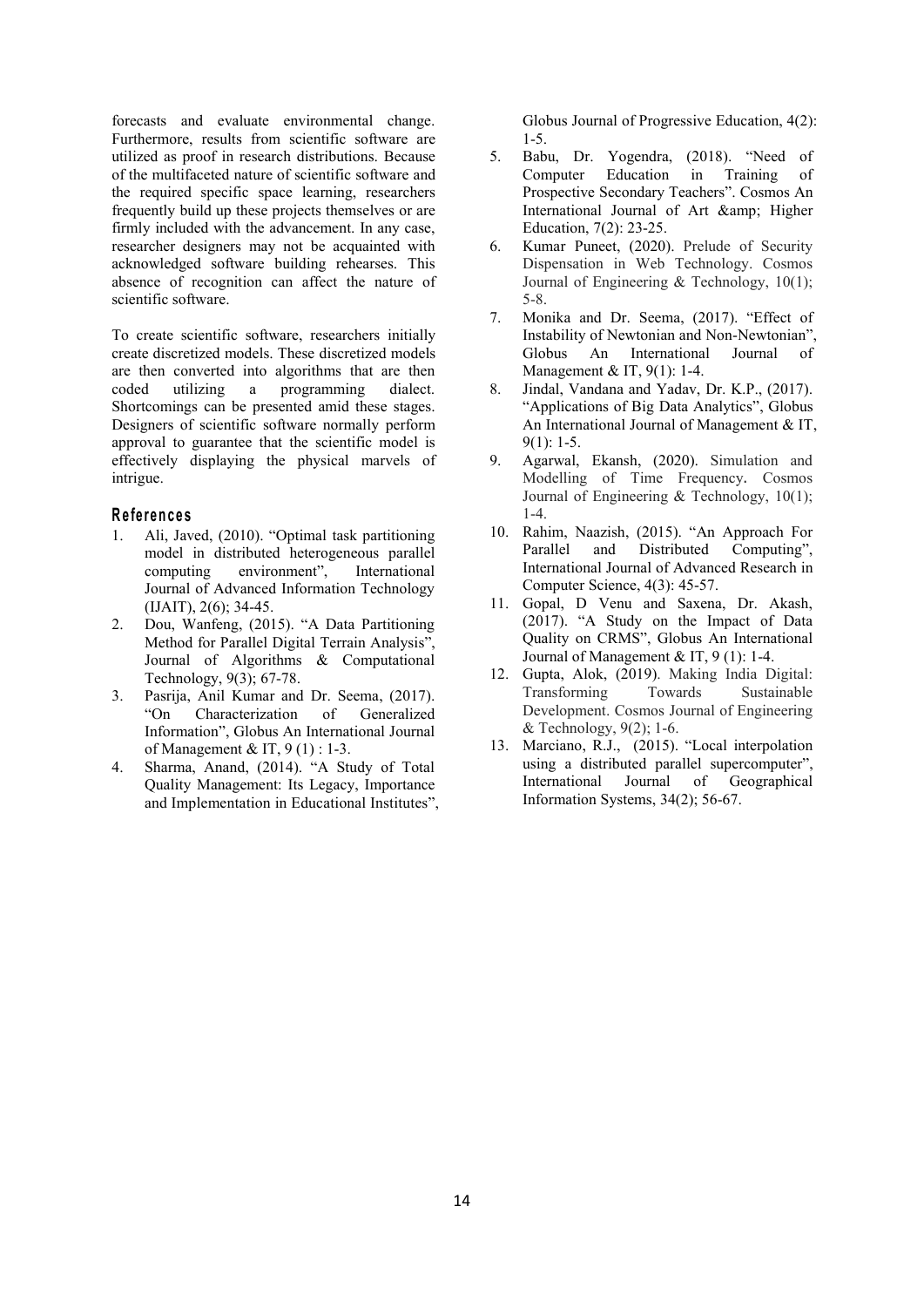forecasts and evaluate environmental change. Furthermore, results from scientific software are utilized as proof in research distributions. Because of the multifaceted nature of scientific software and the required specific space learning, researchers frequently build up these projects themselves or are firmly included with the advancement. In any case, researcher designers may not be acquainted with acknowledged software building rehearses. This absence of recognition can affect the nature of scientific software.

To create scientific software, researchers initially create discretized models. These discretized models are then converted into algorithms that are then coded utilizing a programming dialect. Shortcomings can be presented amid these stages. Designers of scientific software normally perform approval to guarantee that the scientific model is effectively displaying the physical marvels of intrigue.

## References

1. Ali, Javed, (2010). "Optimal task partitioning model in distributed heterogeneous parallel computing environment", International Journal of Advanced Information Technology (IJAIT), 2(6); 34-45.
2. Dou, Wanfeng, (2015). "A Data Partitioning Method for Parallel Digital Terrain Analysis", Journal of Algorithms & Computational Technology, 9(3); 67-78.
3. Pasrija, Anil Kumar and Dr. Seema, (2017). "On Characterization of Generalized Information", Globus An International Journal of Management & IT, 9 (1) : 1-3.
4. Sharma, Anand, (2014). "A Study of Total Quality Management: Its Legacy, Importance and Implementation in Educational Institutes", Globus Journal of Progressive Education, 4(2): 1-5.
5. Babu, Dr. Yogendra, (2018). "Need of Computer Education in Training of Prospective Secondary Teachers". Cosmos An International Journal of Art &amp; Higher Education, 7(2): 23-25.
6. Kumar Puneet, (2020). Prelude of Security Dispensation in Web Technology. Cosmos Journal of Engineering & Technology, 10(1); 5-8.
7. Monika and Dr. Seema, (2017). "Effect of Instability of Newtonian and Non-Newtonian", Globus An International Journal of Management & IT, 9(1): 1-4.
8. Jindal, Vandana and Yadav, Dr. K.P., (2017). "Applications of Big Data Analytics", Globus An International Journal of Management & IT, 9(1): 1-5.
9. Agarwal, Ekansh, (2020). Simulation and Modelling of Time Frequency. Cosmos Journal of Engineering & Technology, 10(1); 1-4.
10. Rahim, Naazish, (2015). "An Approach For Parallel and Distributed Computing", International Journal of Advanced Research in Computer Science, 4(3): 45-57.
11. Gopal, D Venu and Saxena, Dr. Akash, (2017). "A Study on the Impact of Data Quality on CRMS", Globus An International Journal of Management & IT, 9 (1): 1-4.
12. Gupta, Alok, (2019). Making India Digital: Transforming Towards Sustainable Development. Cosmos Journal of Engineering & Technology, 9(2); 1-6.
13. Marciano, R.J., (2015). "Local interpolation using a distributed parallel supercomputer", International Journal of Geographical Information Systems, 34(2); 56-67.